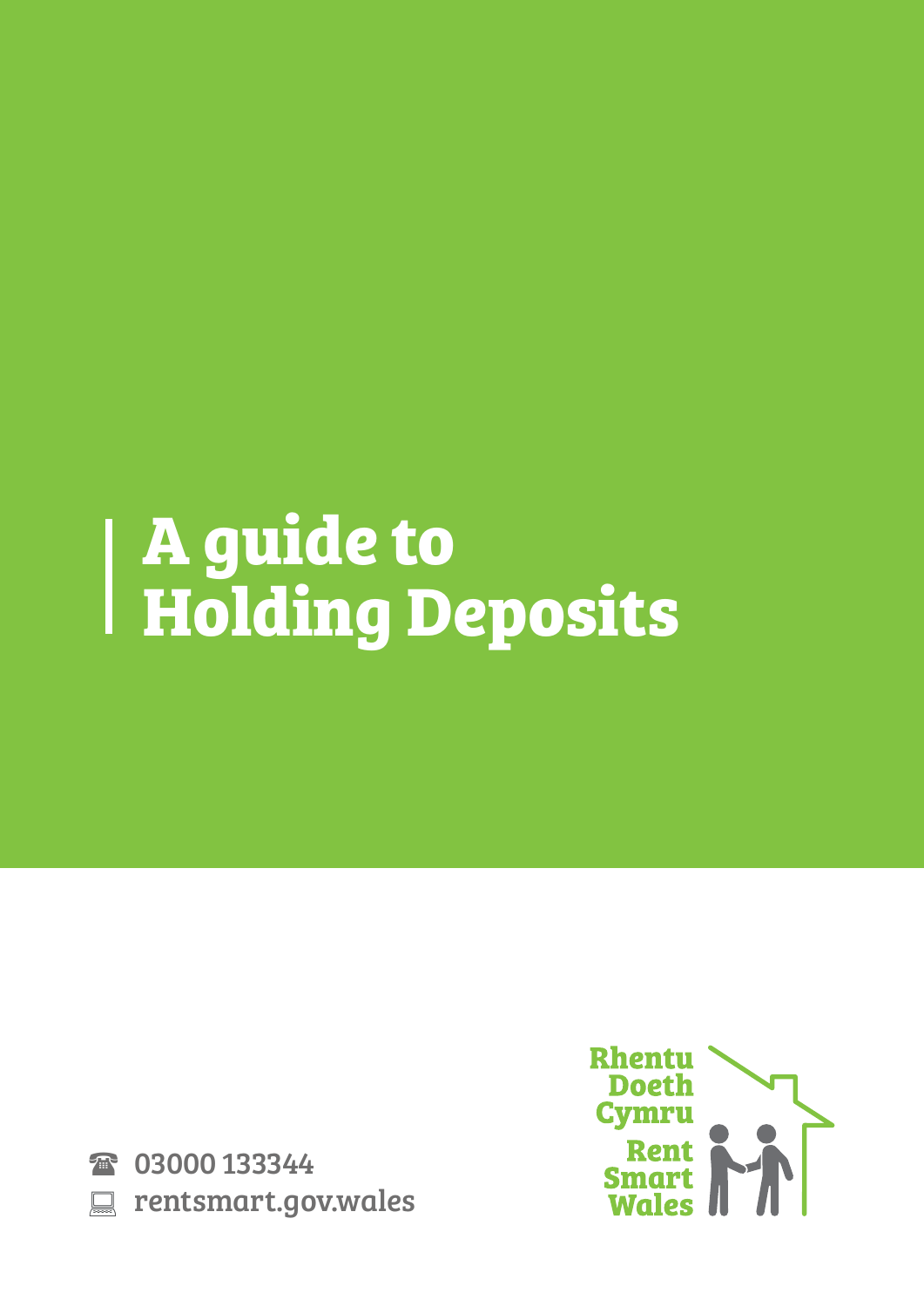# A guide to Holding Deposits

☎ 03000 133344

rentsmart.gov.wales

Rhentu Doeth Cymru

Rent Smart Wales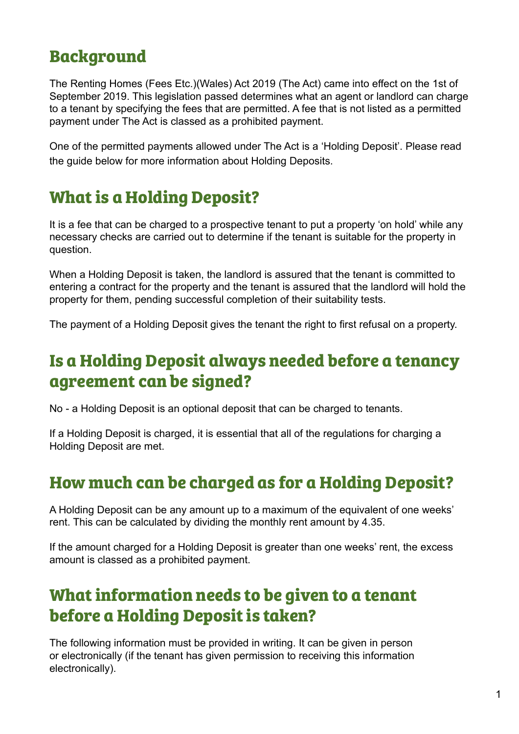## Background

The Renting Homes (Fees Etc.)(Wales) Act 2019 (The Act) came into effect on the 1st of September 2019. This legislation passed determines what an agent or landlord can charge to a tenant by specifying the fees that are permitted. A fee that is not listed as a permitted payment under The Act is classed as a prohibited payment.

One of the permitted payments allowed under The Act is a 'Holding Deposit'. Please read the guide below for more information about Holding Deposits.

## What is a Holding Deposit?

It is a fee that can be charged to a prospective tenant to put a property 'on hold' while any necessary checks are carried out to determine if the tenant is suitable for the property in question.

When a Holding Deposit is taken, the landlord is assured that the tenant is committed to entering a contract for the property and the tenant is assured that the landlord will hold the property for them, pending successful completion of their suitability tests.

The payment of a Holding Deposit gives the tenant the right to first refusal on a property.

## Is a Holding Deposit always needed before a tenancy agreement can be signed?

No - a Holding Deposit is an optional deposit that can be charged to tenants.

If a Holding Deposit is charged, it is essential that all of the regulations for charging a Holding Deposit are met.

## How much can be charged as for a Holding Deposit?

A Holding Deposit can be any amount up to a maximum of the equivalent of one weeks' rent. This can be calculated by dividing the monthly rent amount by 4.35.

If the amount charged for a Holding Deposit is greater than one weeks' rent, the excess amount is classed as a prohibited payment.

## What information needs to be given to a tenant before a Holding Deposit is taken?

The following information must be provided in writing. It can be given in person or electronically (if the tenant has given permission to receiving this information electronically).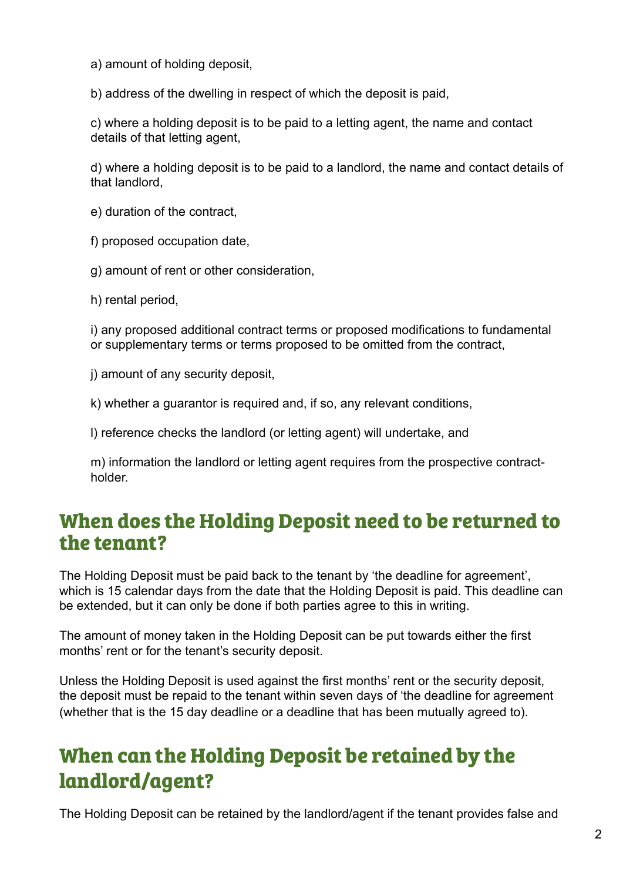a) amount of holding deposit,

b) address of the dwelling in respect of which the deposit is paid,

c) where a holding deposit is to be paid to a letting agent, the name and contact details of that letting agent,

d) where a holding deposit is to be paid to a landlord, the name and contact details of that landlord,

e) duration of the contract,

f) proposed occupation date,

g) amount of rent or other consideration,

h) rental period,

i) any proposed additional contract terms or proposed modifications to fundamental or supplementary terms or terms proposed to be omitted from the contract,

j) amount of any security deposit,

k) whether a guarantor is required and, if so, any relevant conditions,

l) reference checks the landlord (or letting agent) will undertake, and

m) information the landlord or letting agent requires from the prospective contract-holder.

## When does the Holding Deposit need to be returned to the tenant?

The Holding Deposit must be paid back to the tenant by 'the deadline for agreement', which is 15 calendar days from the date that the Holding Deposit is paid. This deadline can be extended, but it can only be done if both parties agree to this in writing.

The amount of money taken in the Holding Deposit can be put towards either the first months' rent or for the tenant's security deposit.

Unless the Holding Deposit is used against the first months' rent or the security deposit, the deposit must be repaid to the tenant within seven days of 'the deadline for agreement (whether that is the 15 day deadline or a deadline that has been mutually agreed to).

## When can the Holding Deposit be retained by the landlord/agent?

The Holding Deposit can be retained by the landlord/agent if the tenant provides false and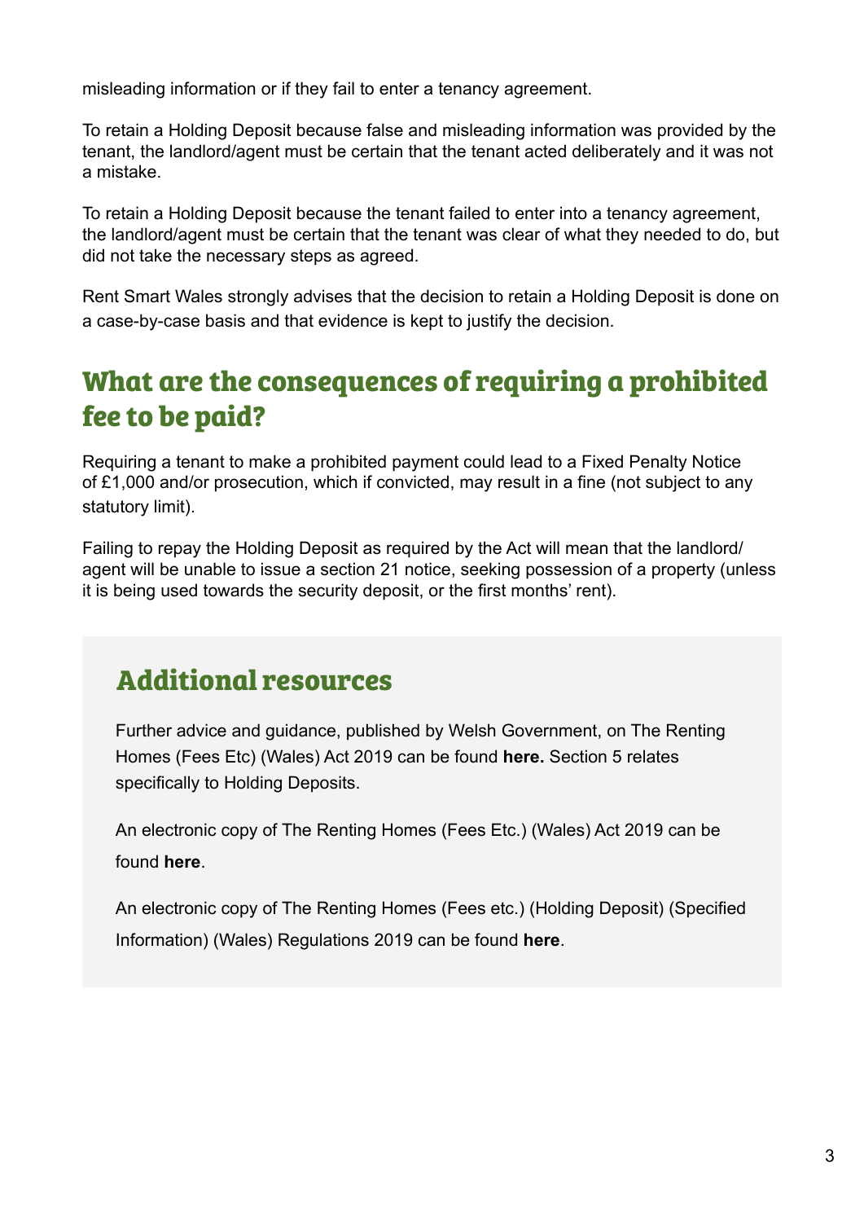misleading information or if they fail to enter a tenancy agreement.

To retain a Holding Deposit because false and misleading information was provided by the tenant, the landlord/agent must be certain that the tenant acted deliberately and it was not a mistake.

To retain a Holding Deposit because the tenant failed to enter into a tenancy agreement, the landlord/agent must be certain that the tenant was clear of what they needed to do, but did not take the necessary steps as agreed.

Rent Smart Wales strongly advises that the decision to retain a Holding Deposit is done on a case-by-case basis and that evidence is kept to justify the decision.

## What are the consequences of requiring a prohibited fee to be paid?

Requiring a tenant to make a prohibited payment could lead to a Fixed Penalty Notice of £1,000 and/or prosecution, which if convicted, may result in a fine (not subject to any statutory limit).

Failing to repay the Holding Deposit as required by the Act will mean that the landlord/agent will be unable to issue a section 21 notice, seeking possession of a property (unless it is being used towards the security deposit, or the first months' rent).

## Additional resources

Further advice and guidance, published by Welsh Government, on The Renting Homes (Fees Etc) (Wales) Act 2019 can be found **here.** Section 5 relates specifically to Holding Deposits.

An electronic copy of The Renting Homes (Fees Etc.) (Wales) Act 2019 can be found **here**.

An electronic copy of The Renting Homes (Fees etc.) (Holding Deposit) (Specified Information) (Wales) Regulations 2019 can be found **here**.